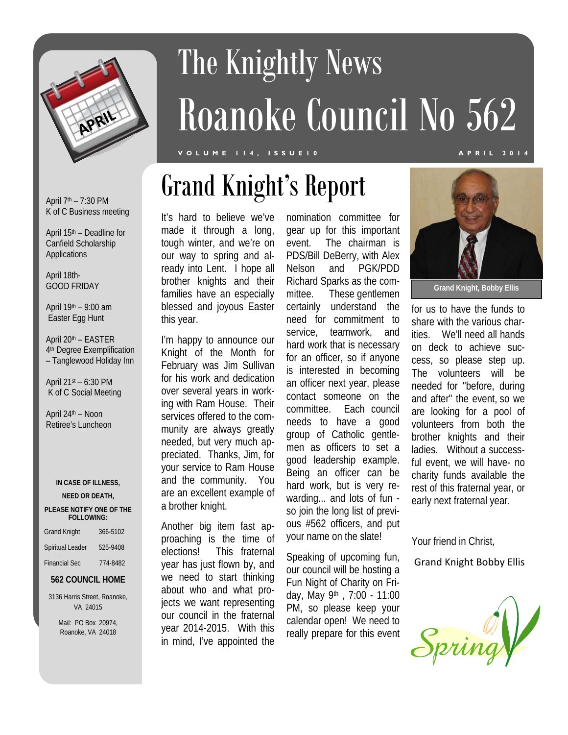# The Knightly News

# Roanoke Council No 562

VOLUME 114, ISSUE 10 — APRIL 2014

April 7th – 7:30 PM
K of C Business meeting

April 15th – Deadline for Canfield Scholarship Applications

April 18th-
GOOD FRIDAY

April 19th – 9:00 am
Easter Egg Hunt

April 20th – EASTER
4th Degree Exemplification – Tanglewood Holiday Inn

April 21st – 6:30 PM
K of C Social Meeting

April 24th – Noon
Retiree's Luncheon

**IN CASE OF ILLNESS, NEED OR DEATH, PLEASE NOTIFY ONE OF THE FOLLOWING:**

| | |
|---|---|
| Grand Knight | 366-5102 |
| Spiritual Leader | 525-9408 |
| Financial Sec | 774-8482 |

**562 COUNCIL HOME**

3136 Harris Street, Roanoke, VA 24015

Mail: PO Box 20974, Roanoke, VA 24018

## Grand Knight's Report

It's hard to believe we've made it through a long, tough winter, and we're on our way to spring and already into Lent. I hope all brother knights and their families have an especially blessed and joyous Easter this year.

I'm happy to announce our Knight of the Month for February was Jim Sullivan for his work and dedication over several years in working with Ram House. Their services offered to the community are always greatly needed, but very much appreciated. Thanks, Jim, for your service to Ram House and the community. You are an excellent example of a brother knight.

Another big item fast approaching is the time of elections! This fraternal year has just flown by, and we need to start thinking about who and what projects we want representing our council in the fraternal year 2014-2015. With this in mind, I've appointed the nomination committee for gear up for this important event. The chairman is PDS/Bill DeBerry, with Alex Nelson and PGK/PDD Richard Sparks as the committee. These gentlemen certainly understand the need for commitment to service, teamwork, and hard work that is necessary for an officer, so if anyone is interested in becoming an officer next year, please contact someone on the committee. Each council needs to have a good group of Catholic gentlemen as officers to set a good leadership example. Being an officer can be hard work, but is very rewarding... and lots of fun - so join the long list of previous #562 officers, and put your name on the slate!

Speaking of upcoming fun, our council will be hosting a Fun Night of Charity on Friday, May 9th , 7:00 - 11:00 PM, so please keep your calendar open! We need to really prepare for this event for us to have the funds to share with the various charities. We'll need all hands on deck to achieve success, so please step up. The volunteers will be needed for "before, during and after" the event, so we are looking for a pool of volunteers from both the brother knights and their ladies. Without a successful event, we will have- no charity funds available the rest of this fraternal year, or early next fraternal year.

Grand Knight, Bobby Ellis

Your friend in Christ,

Grand Knight Bobby Ellis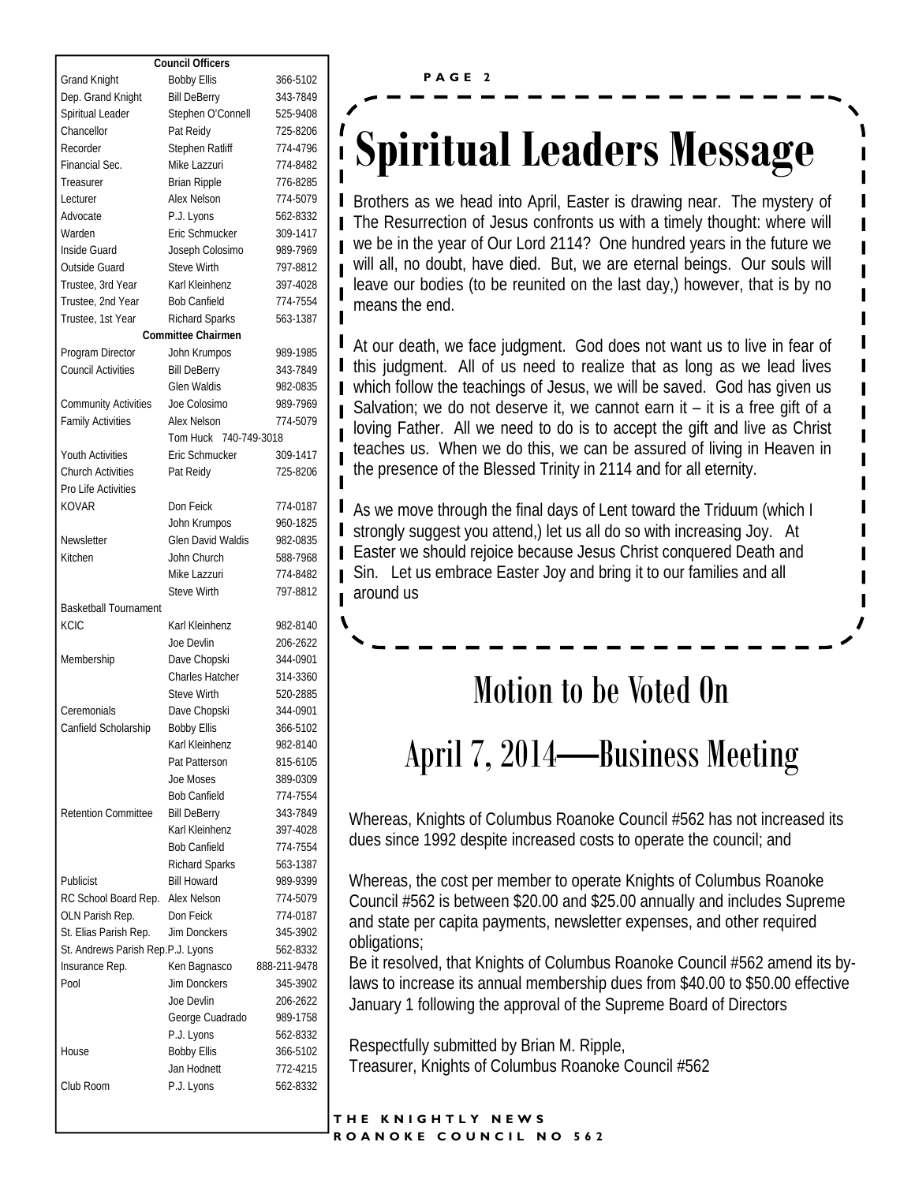| Council Officers | | |
|---|---|---|
| Grand Knight | Bobby Ellis | 366-5102 |
| Dep. Grand Knight | Bill DeBerry | 343-7849 |
| Spiritual Leader | Stephen O'Connell | 525-9408 |
| Chancellor | Pat Reidy | 725-8206 |
| Recorder | Stephen Ratliff | 774-4796 |
| Financial Sec. | Mike Lazzuri | 774-8482 |
| Treasurer | Brian Ripple | 776-8285 |
| Lecturer | Alex Nelson | 774-5079 |
| Advocate | P.J. Lyons | 562-8332 |
| Warden | Eric Schmucker | 309-1417 |
| Inside Guard | Joseph Colosimo | 989-7969 |
| Outside Guard | Steve Wirth | 797-8812 |
| Trustee, 3rd Year | Karl Kleinhenz | 397-4028 |
| Trustee, 2nd Year | Bob Canfield | 774-7554 |
| Trustee, 1st Year | Richard Sparks | 563-1387 |
| **Committee Chairmen** | | |
| Program Director | John Krumpos | 989-1985 |
| Council Activities | Bill DeBerry | 343-7849 |
| | Glen Waldis | 982-0835 |
| Community Activities | Joe Colosimo | 989-7969 |
| Family Activities | Alex Nelson | 774-5079 |
| | Tom Huck 740-749-3018 | |
| Youth Activities | Eric Schmucker | 309-1417 |
| Church Activities | Pat Reidy | 725-8206 |
| Pro Life Activities | | |
| KOVAR | Don Feick | 774-0187 |
| | John Krumpos | 960-1825 |
| Newsletter | Glen David Waldis | 982-0835 |
| Kitchen | John Church | 588-7968 |
| | Mike Lazzuri | 774-8482 |
| | Steve Wirth | 797-8812 |
| Basketball Tournament | | |
| KCIC | Karl Kleinhenz | 982-8140 |
| | Joe Devlin | 206-2622 |
| Membership | Dave Chopski | 344-0901 |
| | Charles Hatcher | 314-3360 |
| | Steve Wirth | 520-2885 |
| Ceremonials | Dave Chopski | 344-0901 |
| Canfield Scholarship | Bobby Ellis | 366-5102 |
| | Karl Kleinhenz | 982-8140 |
| | Pat Patterson | 815-6105 |
| | Joe Moses | 389-0309 |
| | Bob Canfield | 774-7554 |
| Retention Committee | Bill DeBerry | 343-7849 |
| | Karl Kleinhenz | 397-4028 |
| | Bob Canfield | 774-7554 |
| | Richard Sparks | 563-1387 |
| Publicist | Bill Howard | 989-9399 |
| RC School Board Rep. | Alex Nelson | 774-5079 |
| OLN Parish Rep. | Don Feick | 774-0187 |
| St. Elias Parish Rep. | Jim Donckers | 345-3902 |
| St. Andrews Parish Rep. | P.J. Lyons | 562-8332 |
| Insurance Rep. | Ken Bagnasco | 888-211-9478 |
| Pool | Jim Donckers | 345-3902 |
| | Joe Devlin | 206-2622 |
| | George Cuadrado | 989-1758 |
| | P.J. Lyons | 562-8332 |
| House | Bobby Ellis | 366-5102 |
| | Jan Hodnett | 772-4215 |
| Club Room | P.J. Lyons | 562-8332 |

# Spiritual Leaders Message

Brothers as we head into April, Easter is drawing near. The mystery of The Resurrection of Jesus confronts us with a timely thought: where will we be in the year of Our Lord 2114? One hundred years in the future we will all, no doubt, have died. But, we are eternal beings. Our souls will leave our bodies (to be reunited on the last day,) however, that is by no means the end.

At our death, we face judgment. God does not want us to live in fear of this judgment. All of us need to realize that as long as we lead lives which follow the teachings of Jesus, we will be saved. God has given us Salvation; we do not deserve it, we cannot earn it – it is a free gift of a loving Father. All we need to do is to accept the gift and live as Christ teaches us. When we do this, we can be assured of living in Heaven in the presence of the Blessed Trinity in 2114 and for all eternity.

As we move through the final days of Lent toward the Triduum (which I strongly suggest you attend,) let us all do so with increasing Joy. At Easter we should rejoice because Jesus Christ conquered Death and Sin. Let us embrace Easter Joy and bring it to our families and all around us

# Motion to be Voted On

# April 7, 2014—Business Meeting

Whereas, Knights of Columbus Roanoke Council #562 has not increased its dues since 1992 despite increased costs to operate the council; and

Whereas, the cost per member to operate Knights of Columbus Roanoke Council #562 is between $20.00 and $25.00 annually and includes Supreme and state per capita payments, newsletter expenses, and other required obligations;

Be it resolved, that Knights of Columbus Roanoke Council #562 amend its by-laws to increase its annual membership dues from $40.00 to $50.00 effective January 1 following the approval of the Supreme Board of Directors

Respectfully submitted by Brian M. Ripple,
Treasurer, Knights of Columbus Roanoke Council #562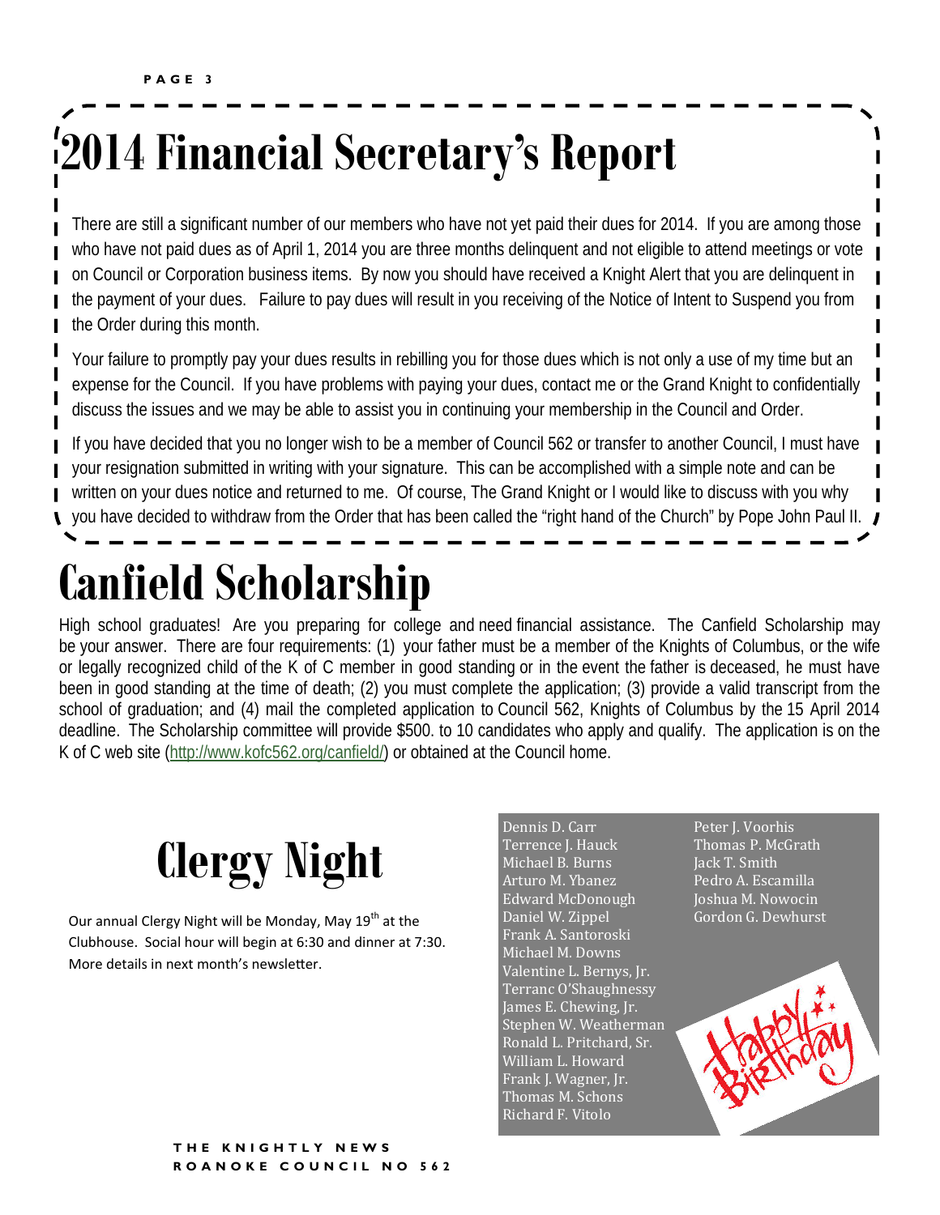# 2014 Financial Secretary's Report

There are still a significant number of our members who have not yet paid their dues for 2014. If you are among those who have not paid dues as of April 1, 2014 you are three months delinquent and not eligible to attend meetings or vote on Council or Corporation business items. By now you should have received a Knight Alert that you are delinquent in the payment of your dues. Failure to pay dues will result in you receiving of the Notice of Intent to Suspend you from the Order during this month.

Your failure to promptly pay your dues results in rebilling you for those dues which is not only a use of my time but an expense for the Council. If you have problems with paying your dues, contact me or the Grand Knight to confidentially discuss the issues and we may be able to assist you in continuing your membership in the Council and Order.

If you have decided that you no longer wish to be a member of Council 562 or transfer to another Council, I must have your resignation submitted in writing with your signature. This can be accomplished with a simple note and can be written on your dues notice and returned to me. Of course, The Grand Knight or I would like to discuss with you why you have decided to withdraw from the Order that has been called the "right hand of the Church" by Pope John Paul II.

# Canfield Scholarship

High school graduates! Are you preparing for college and need financial assistance. The Canfield Scholarship may be your answer. There are four requirements: (1) your father must be a member of the Knights of Columbus, or the wife or legally recognized child of the K of C member in good standing or in the event the father is deceased, he must have been in good standing at the time of death; (2) you must complete the application; (3) provide a valid transcript from the school of graduation; and (4) mail the completed application to Council 562, Knights of Columbus by the 15 April 2014 deadline. The Scholarship committee will provide $500. to 10 candidates who apply and qualify. The application is on the K of C web site (http://www.kofc562.org/canfield/) or obtained at the Council home.

# Clergy Night

Our annual Clergy Night will be Monday, May 19th at the Clubhouse. Social hour will begin at 6:30 and dinner at 7:30. More details in next month's newsletter.

Dennis D. Carr
Terrence J. Hauck
Michael B. Burns
Arturo M. Ybanez
Edward McDonough
Daniel W. Zippel
Frank A. Santoroski
Michael M. Downs
Valentine L. Bernys, Jr.
Terranc O'Shaughnessy
James E. Chewing, Jr.
Stephen W. Weatherman
Ronald L. Pritchard, Sr.
William L. Howard
Frank J. Wagner, Jr.
Thomas M. Schons
Richard F. Vitolo
Peter J. Voorhis
Thomas P. McGrath
Jack T. Smith
Pedro A. Escamilla
Joshua M. Nowocin
Gordon G. Dewhurst

Happy Birthday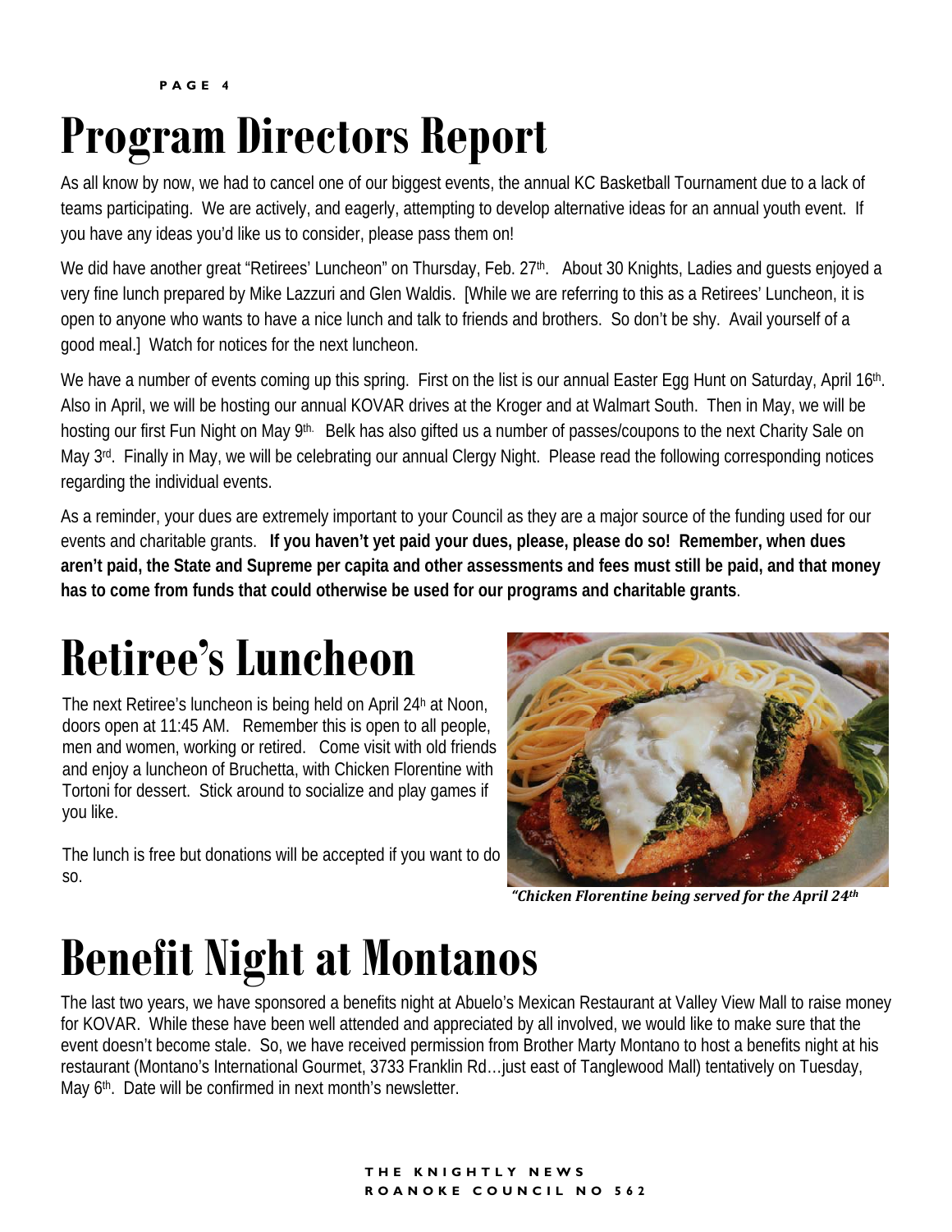# Program Directors Report

As all know by now, we had to cancel one of our biggest events, the annual KC Basketball Tournament due to a lack of teams participating. We are actively, and eagerly, attempting to develop alternative ideas for an annual youth event. If you have any ideas you'd like us to consider, please pass them on!

We did have another great "Retirees' Luncheon" on Thursday, Feb. 27th. About 30 Knights, Ladies and guests enjoyed a very fine lunch prepared by Mike Lazzuri and Glen Waldis. [While we are referring to this as a Retirees' Luncheon, it is open to anyone who wants to have a nice lunch and talk to friends and brothers. So don't be shy. Avail yourself of a good meal.] Watch for notices for the next luncheon.

We have a number of events coming up this spring. First on the list is our annual Easter Egg Hunt on Saturday, April 16th. Also in April, we will be hosting our annual KOVAR drives at the Kroger and at Walmart South. Then in May, we will be hosting our first Fun Night on May 9th. Belk has also gifted us a number of passes/coupons to the next Charity Sale on May 3rd. Finally in May, we will be celebrating our annual Clergy Night. Please read the following corresponding notices regarding the individual events.

As a reminder, your dues are extremely important to your Council as they are a major source of the funding used for our events and charitable grants. **If you haven't yet paid your dues, please, please do so! Remember, when dues aren't paid, the State and Supreme per capita and other assessments and fees must still be paid, and that money has to come from funds that could otherwise be used for our programs and charitable grants**.

# Retiree's Luncheon

The next Retiree's luncheon is being held on April 24h at Noon, doors open at 11:45 AM. Remember this is open to all people, men and women, working or retired. Come visit with old friends and enjoy a luncheon of Bruchetta, with Chicken Florentine with Tortoni for dessert. Stick around to socialize and play games if you like.

The lunch is free but donations will be accepted if you want to do so.

*"Chicken Florentine being served for the April 24th*

# Benefit Night at Montanos

The last two years, we have sponsored a benefits night at Abuelo's Mexican Restaurant at Valley View Mall to raise money for KOVAR. While these have been well attended and appreciated by all involved, we would like to make sure that the event doesn't become stale. So, we have received permission from Brother Marty Montano to host a benefits night at his restaurant (Montano's International Gourmet, 3733 Franklin Rd…just east of Tanglewood Mall) tentatively on Tuesday, May 6th. Date will be confirmed in next month's newsletter.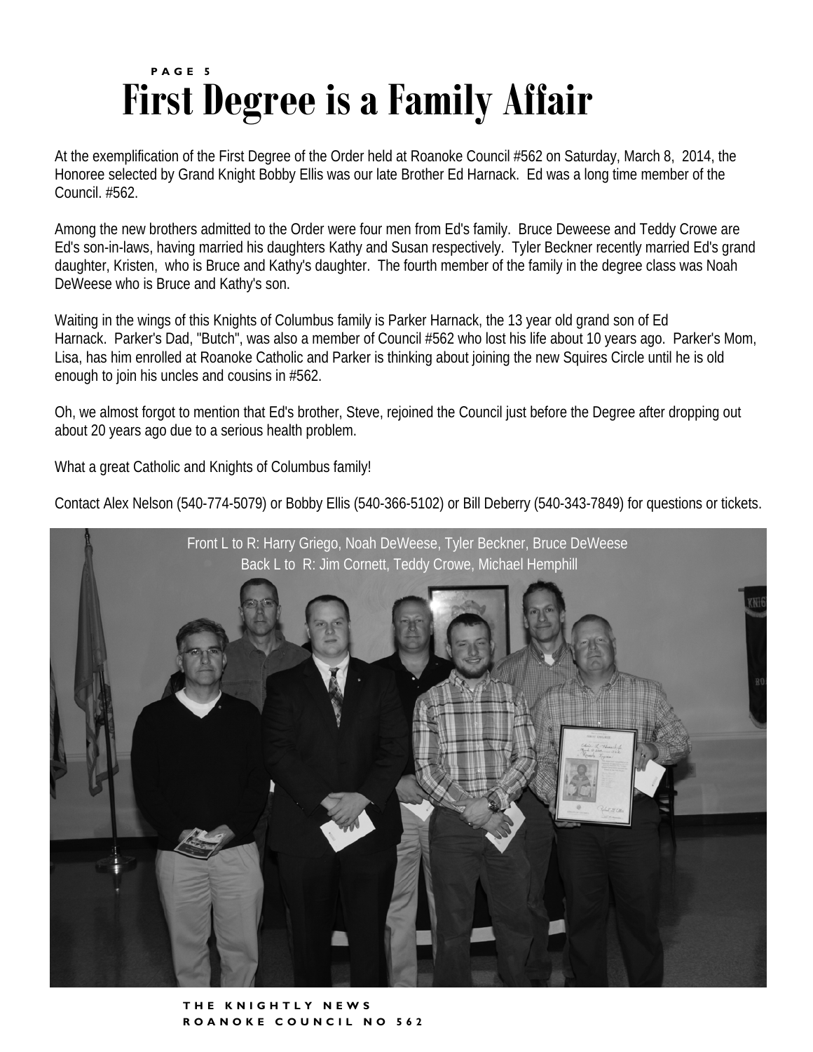# First Degree is a Family Affair

At the exemplification of the First Degree of the Order held at Roanoke Council #562 on Saturday, March 8, 2014, the Honoree selected by Grand Knight Bobby Ellis was our late Brother Ed Harnack. Ed was a long time member of the Council. #562.

Among the new brothers admitted to the Order were four men from Ed's family. Bruce Deweese and Teddy Crowe are Ed's son-in-laws, having married his daughters Kathy and Susan respectively. Tyler Beckner recently married Ed's grand daughter, Kristen, who is Bruce and Kathy's daughter. The fourth member of the family in the degree class was Noah DeWeese who is Bruce and Kathy's son.

Waiting in the wings of this Knights of Columbus family is Parker Harnack, the 13 year old grand son of Ed Harnack. Parker's Dad, "Butch", was also a member of Council #562 who lost his life about 10 years ago. Parker's Mom, Lisa, has him enrolled at Roanoke Catholic and Parker is thinking about joining the new Squires Circle until he is old enough to join his uncles and cousins in #562.

Oh, we almost forgot to mention that Ed's brother, Steve, rejoined the Council just before the Degree after dropping out about 20 years ago due to a serious health problem.

What a great Catholic and Knights of Columbus family!

Contact Alex Nelson (540-774-5079) or Bobby Ellis (540-366-5102) or Bill Deberry (540-343-7849) for questions or tickets.

Front L to R: Harry Griego, Noah DeWeese, Tyler Beckner, Bruce DeWeese
Back L to R: Jim Cornett, Teddy Crowe, Michael Hemphill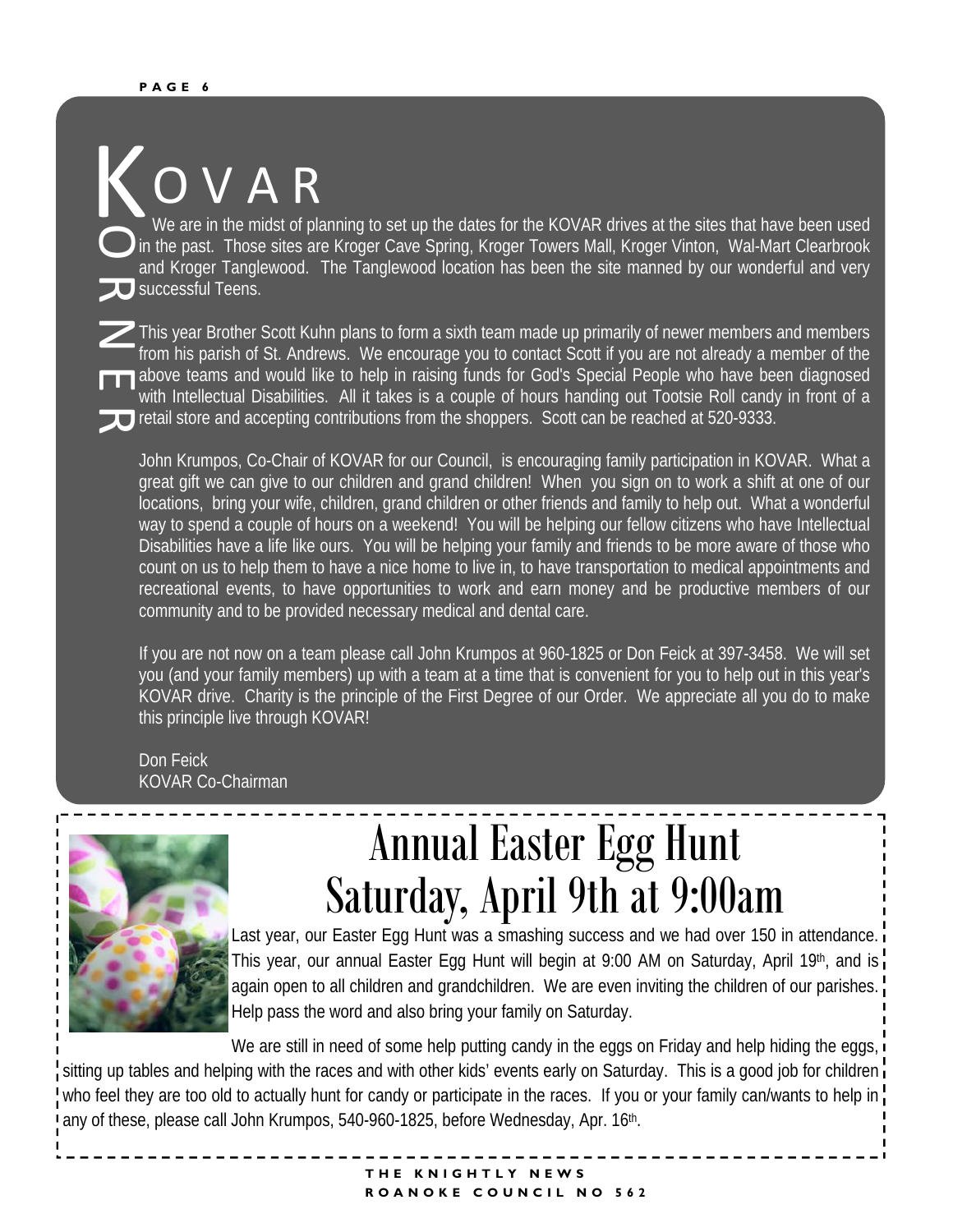# KOVAR KORNER

We are in the midst of planning to set up the dates for the KOVAR drives at the sites that have been used in the past. Those sites are Kroger Cave Spring, Kroger Towers Mall, Kroger Vinton, Wal-Mart Clearbrook and Kroger Tanglewood. The Tanglewood location has been the site manned by our wonderful and very successful Teens.

This year Brother Scott Kuhn plans to form a sixth team made up primarily of newer members and members from his parish of St. Andrews. We encourage you to contact Scott if you are not already a member of the above teams and would like to help in raising funds for God's Special People who have been diagnosed with Intellectual Disabilities. All it takes is a couple of hours handing out Tootsie Roll candy in front of a retail store and accepting contributions from the shoppers. Scott can be reached at 520-9333.

John Krumpos, Co-Chair of KOVAR for our Council, is encouraging family participation in KOVAR. What a great gift we can give to our children and grand children! When you sign on to work a shift at one of our locations, bring your wife, children, grand children or other friends and family to help out. What a wonderful way to spend a couple of hours on a weekend! You will be helping our fellow citizens who have Intellectual Disabilities have a life like ours. You will be helping your family and friends to be more aware of those who count on us to help them to have a nice home to live in, to have transportation to medical appointments and recreational events, to have opportunities to work and earn money and be productive members of our community and to be provided necessary medical and dental care.

If you are not now on a team please call John Krumpos at 960-1825 or Don Feick at 397-3458. We will set you (and your family members) up with a team at a time that is convenient for you to help out in this year's KOVAR drive. Charity is the principle of the First Degree of our Order. We appreciate all you do to make this principle live through KOVAR!

Don Feick
KOVAR Co-Chairman

# Annual Easter Egg Hunt
# Saturday, April 9th at 9:00am

Last year, our Easter Egg Hunt was a smashing success and we had over 150 in attendance. This year, our annual Easter Egg Hunt will begin at 9:00 AM on Saturday, April 19th, and is again open to all children and grandchildren. We are even inviting the children of our parishes. Help pass the word and also bring your family on Saturday.

We are still in need of some help putting candy in the eggs on Friday and help hiding the eggs, sitting up tables and helping with the races and with other kids' events early on Saturday. This is a good job for children who feel they are too old to actually hunt for candy or participate in the races. If you or your family can/wants to help in any of these, please call John Krumpos, 540-960-1825, before Wednesday, Apr. 16th.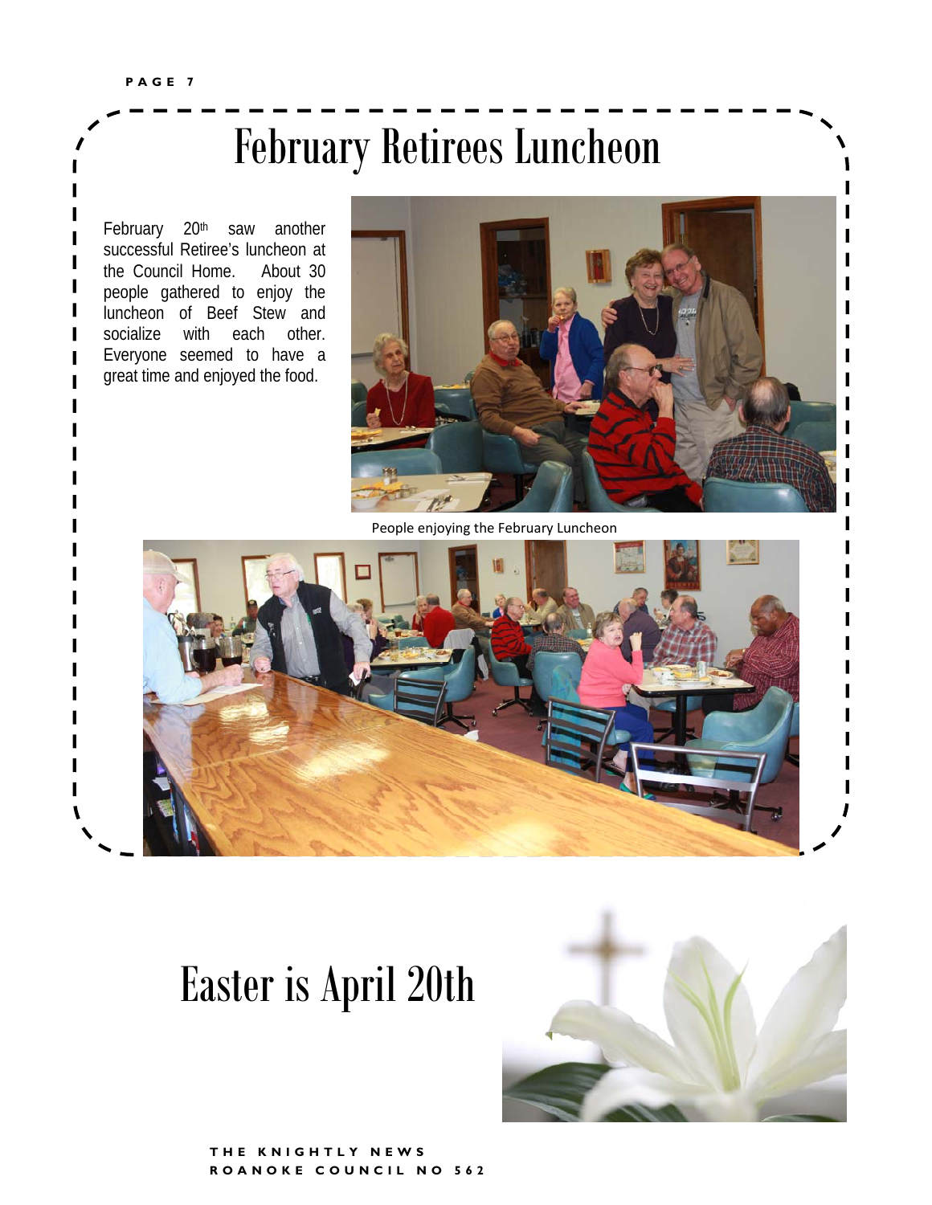# February Retirees Luncheon

February 20th saw another successful Retiree's luncheon at the Council Home. About 30 people gathered to enjoy the luncheon of Beef Stew and socialize with each other. Everyone seemed to have a great time and enjoyed the food.

People enjoying the February Luncheon

# Easter is April 20th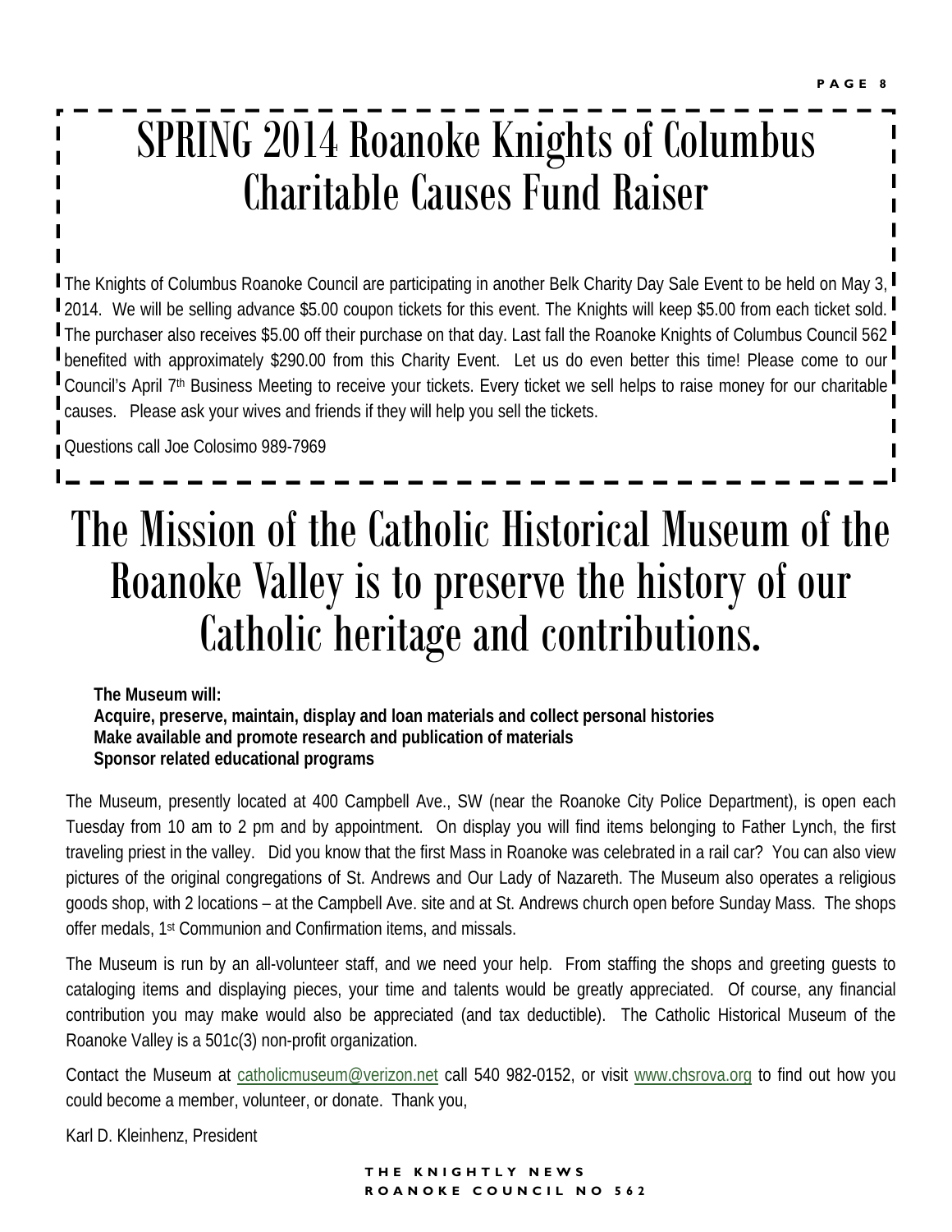# SPRING 2014 Roanoke Knights of Columbus Charitable Causes Fund Raiser

The Knights of Columbus Roanoke Council are participating in another Belk Charity Day Sale Event to be held on May 3, 2014. We will be selling advance $5.00 coupon tickets for this event. The Knights will keep $5.00 from each ticket sold. The purchaser also receives $5.00 off their purchase on that day. Last fall the Roanoke Knights of Columbus Council 562 benefited with approximately $290.00 from this Charity Event. Let us do even better this time! Please come to our Council's April 7th Business Meeting to receive your tickets. Every ticket we sell helps to raise money for our charitable causes. Please ask your wives and friends if they will help you sell the tickets.

Questions call Joe Colosimo 989-7969

# The Mission of the Catholic Historical Museum of the Roanoke Valley is to preserve the history of our Catholic heritage and contributions.

**The Museum will:**
**Acquire, preserve, maintain, display and loan materials and collect personal histories**
**Make available and promote research and publication of materials**
**Sponsor related educational programs**

The Museum, presently located at 400 Campbell Ave., SW (near the Roanoke City Police Department), is open each Tuesday from 10 am to 2 pm and by appointment. On display you will find items belonging to Father Lynch, the first traveling priest in the valley. Did you know that the first Mass in Roanoke was celebrated in a rail car? You can also view pictures of the original congregations of St. Andrews and Our Lady of Nazareth. The Museum also operates a religious goods shop, with 2 locations – at the Campbell Ave. site and at St. Andrews church open before Sunday Mass. The shops offer medals, 1st Communion and Confirmation items, and missals.

The Museum is run by an all-volunteer staff, and we need your help. From staffing the shops and greeting guests to cataloging items and displaying pieces, your time and talents would be greatly appreciated. Of course, any financial contribution you may make would also be appreciated (and tax deductible). The Catholic Historical Museum of the Roanoke Valley is a 501c(3) non-profit organization.

Contact the Museum at catholicmuseum@verizon.net call 540 982-0152, or visit www.chsrova.org to find out how you could become a member, volunteer, or donate. Thank you,

Karl D. Kleinhenz, President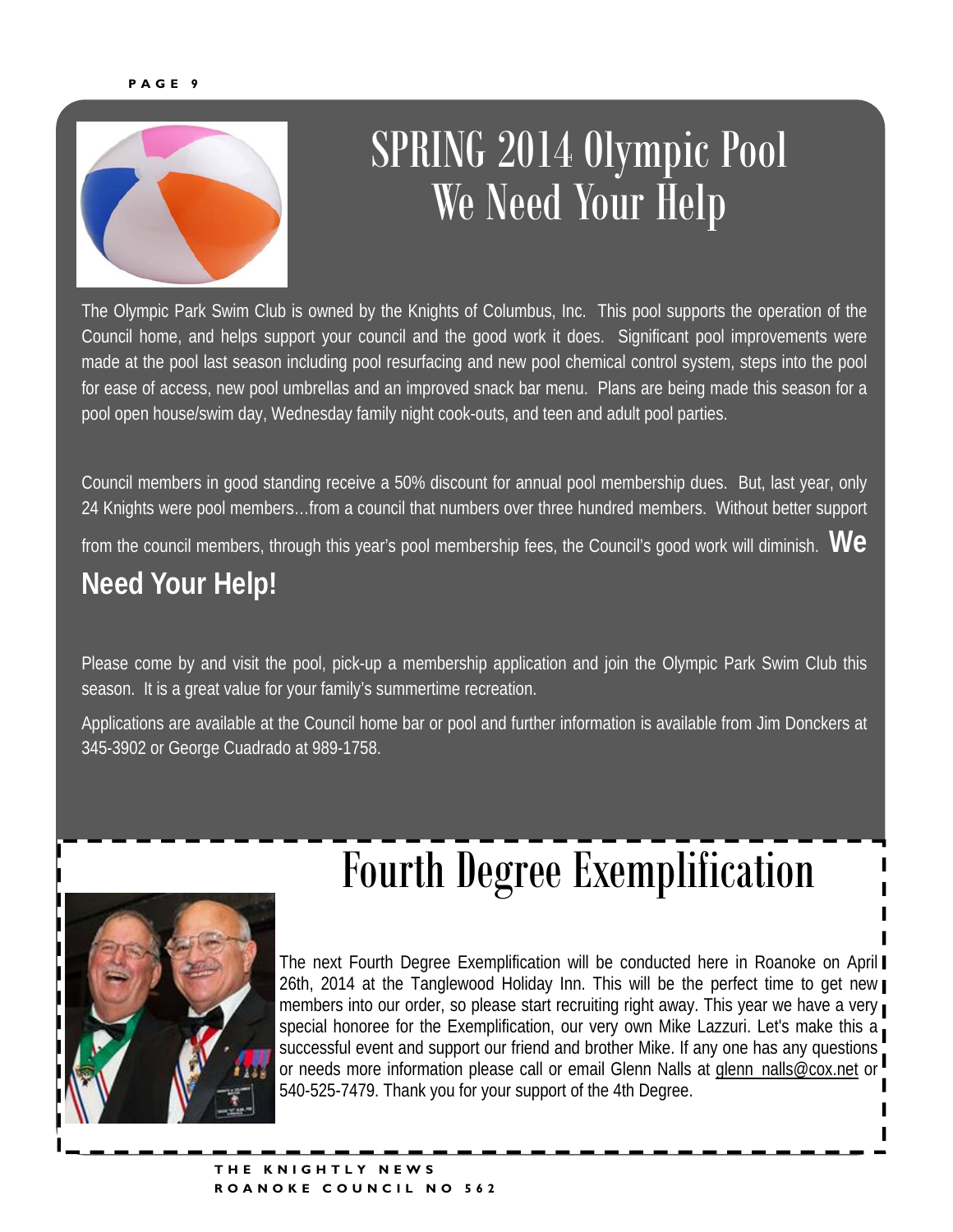# SPRING 2014 Olympic Pool We Need Your Help

The Olympic Park Swim Club is owned by the Knights of Columbus, Inc. This pool supports the operation of the Council home, and helps support your council and the good work it does. Significant pool improvements were made at the pool last season including pool resurfacing and new pool chemical control system, steps into the pool for ease of access, new pool umbrellas and an improved snack bar menu. Plans are being made this season for a pool open house/swim day, Wednesday family night cook-outs, and teen and adult pool parties.

Council members in good standing receive a 50% discount for annual pool membership dues. But, last year, only 24 Knights were pool members…from a council that numbers over three hundred members. Without better support from the council members, through this year's pool membership fees, the Council's good work will diminish. **We Need Your Help!**

Please come by and visit the pool, pick-up a membership application and join the Olympic Park Swim Club this season. It is a great value for your family's summertime recreation.

Applications are available at the Council home bar or pool and further information is available from Jim Donckers at 345-3902 or George Cuadrado at 989-1758.

# Fourth Degree Exemplification

The next Fourth Degree Exemplification will be conducted here in Roanoke on April 26th, 2014 at the Tanglewood Holiday Inn. This will be the perfect time to get new members into our order, so please start recruiting right away. This year we have a very special honoree for the Exemplification, our very own Mike Lazzuri. Let's make this a successful event and support our friend and brother Mike. If any one has any questions or needs more information please call or email Glenn Nalls at glenn_nalls@cox.net or 540-525-7479. Thank you for your support of the 4th Degree.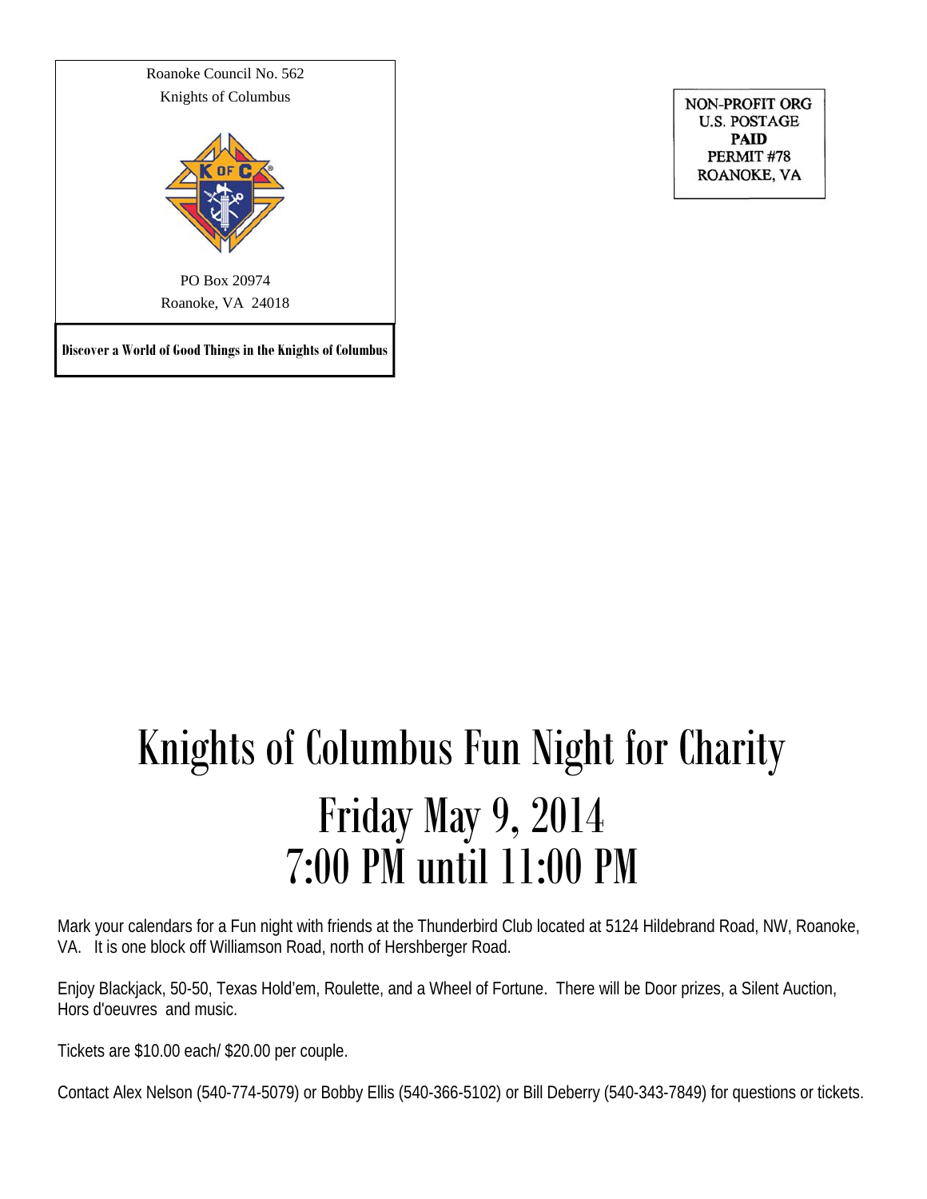Roanoke Council No. 562
Knights of Columbus

PO Box 20974
Roanoke, VA 24018

**Discover a World of Good Things in the Knights of Columbus**

NON-PROFIT ORG
U.S. POSTAGE
**PAID**
PERMIT #78
ROANOKE, VA

# Knights of Columbus Fun Night for Charity

## Friday May 9, 2014
## 7:00 PM until 11:00 PM

Mark your calendars for a Fun night with friends at the Thunderbird Club located at 5124 Hildebrand Road, NW, Roanoke, VA. It is one block off Williamson Road, north of Hershberger Road.

Enjoy Blackjack, 50-50, Texas Hold'em, Roulette, and a Wheel of Fortune. There will be Door prizes, a Silent Auction, Hors d'oeuvres and music.

Tickets are $10.00 each/ $20.00 per couple.

Contact Alex Nelson (540-774-5079) or Bobby Ellis (540-366-5102) or Bill Deberry (540-343-7849) for questions or tickets.